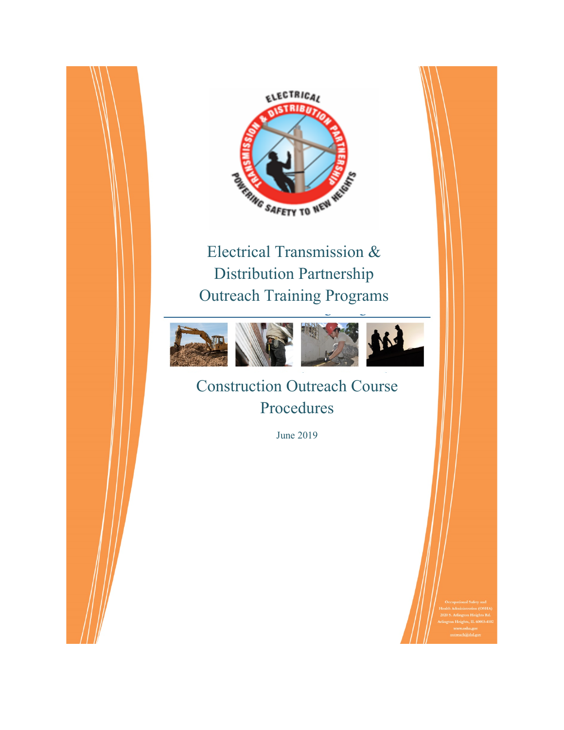# Electrical Transmission & Distribution Partnership Outreach Training Programs

## Construction Outreach Course Procedures

June 2019

Occupational Safety and Health Administration (OSHA)
2020 S. Arlington Heights Rd.
Arlington Heights, IL 60005-4102
www.osha.gov
outreach@dol.gov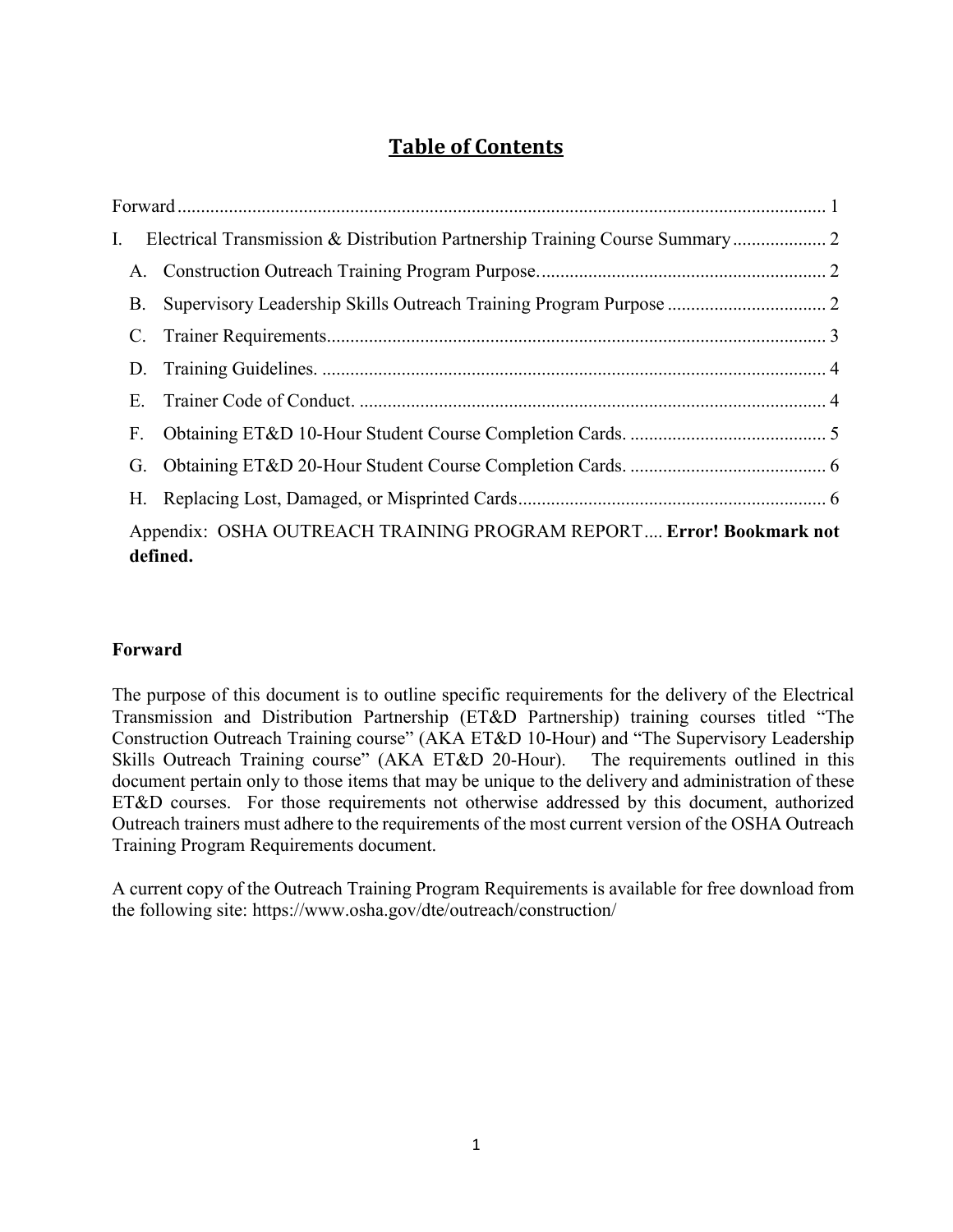# Table of Contents

Forward ........................................................................................................................ 1

I. Electrical Transmission & Distribution Partnership Training Course Summary .................... 2

- A. Construction Outreach Training Program Purpose. ............................................................ 2
- B. Supervisory Leadership Skills Outreach Training Program Purpose .................................. 2
- C. Trainer Requirements. ......................................................................................................... 3
- D. Training Guidelines. ........................................................................................................... 4
- E. Trainer Code of Conduct. ................................................................................................... 4
- F. Obtaining ET&D 10-Hour Student Course Completion Cards. .......................................... 5
- G. Obtaining ET&D 20-Hour Student Course Completion Cards. .......................................... 6
- H. Replacing Lost, Damaged, or Misprinted Cards ................................................................. 6

Appendix: OSHA OUTREACH TRAINING PROGRAM REPORT .... **Error! Bookmark not defined.**

## Forward

The purpose of this document is to outline specific requirements for the delivery of the Electrical Transmission and Distribution Partnership (ET&D Partnership) training courses titled "The Construction Outreach Training course" (AKA ET&D 10-Hour) and "The Supervisory Leadership Skills Outreach Training course" (AKA ET&D 20-Hour). The requirements outlined in this document pertain only to those items that may be unique to the delivery and administration of these ET&D courses. For those requirements not otherwise addressed by this document, authorized Outreach trainers must adhere to the requirements of the most current version of the OSHA Outreach Training Program Requirements document.

A current copy of the Outreach Training Program Requirements is available for free download from the following site: https://www.osha.gov/dte/outreach/construction/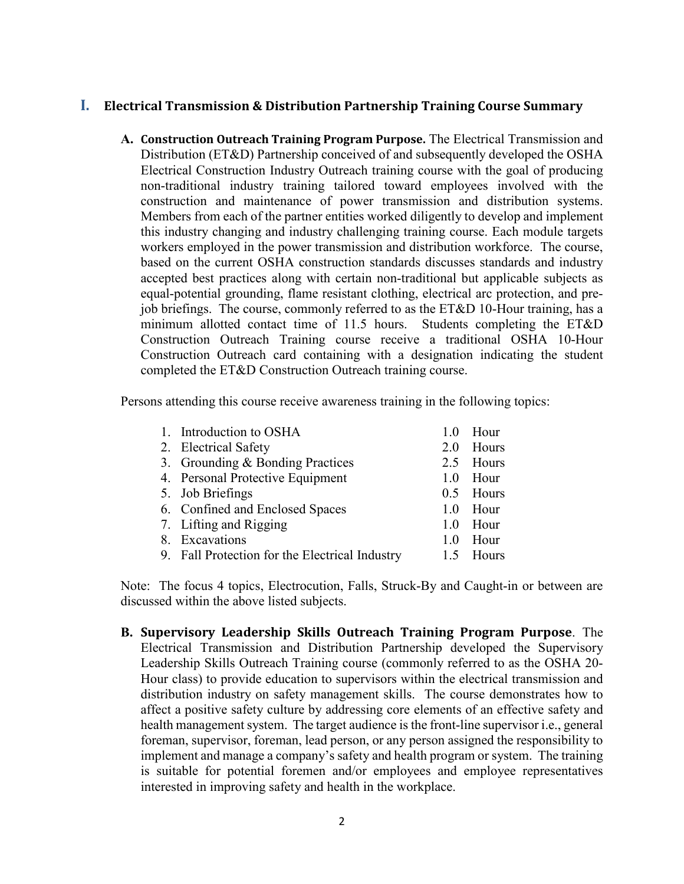## I. Electrical Transmission & Distribution Partnership Training Course Summary

**A. Construction Outreach Training Program Purpose.** The Electrical Transmission and Distribution (ET&D) Partnership conceived of and subsequently developed the OSHA Electrical Construction Industry Outreach training course with the goal of producing non-traditional industry training tailored toward employees involved with the construction and maintenance of power transmission and distribution systems. Members from each of the partner entities worked diligently to develop and implement this industry changing and industry challenging training course. Each module targets workers employed in the power transmission and distribution workforce. The course, based on the current OSHA construction standards discusses standards and industry accepted best practices along with certain non-traditional but applicable subjects as equal-potential grounding, flame resistant clothing, electrical arc protection, and pre-job briefings. The course, commonly referred to as the ET&D 10-Hour training, has a minimum allotted contact time of 11.5 hours. Students completing the ET&D Construction Outreach Training course receive a traditional OSHA 10-Hour Construction Outreach card containing with a designation indicating the student completed the ET&D Construction Outreach training course.

Persons attending this course receive awareness training in the following topics:

| Topic | Time |
|---|---|
| 1. Introduction to OSHA | 1.0 Hour |
| 2. Electrical Safety | 2.0 Hours |
| 3. Grounding & Bonding Practices | 2.5 Hours |
| 4. Personal Protective Equipment | 1.0 Hour |
| 5. Job Briefings | 0.5 Hours |
| 6. Confined and Enclosed Spaces | 1.0 Hour |
| 7. Lifting and Rigging | 1.0 Hour |
| 8. Excavations | 1.0 Hour |
| 9. Fall Protection for the Electrical Industry | 1.5 Hours |

Note: The focus 4 topics, Electrocution, Falls, Struck-By and Caught-in or between are discussed within the above listed subjects.

**B. Supervisory Leadership Skills Outreach Training Program Purpose**. The Electrical Transmission and Distribution Partnership developed the Supervisory Leadership Skills Outreach Training course (commonly referred to as the OSHA 20-Hour class) to provide education to supervisors within the electrical transmission and distribution industry on safety management skills. The course demonstrates how to affect a positive safety culture by addressing core elements of an effective safety and health management system. The target audience is the front-line supervisor i.e., general foreman, supervisor, foreman, lead person, or any person assigned the responsibility to implement and manage a company's safety and health program or system. The training is suitable for potential foremen and/or employees and employee representatives interested in improving safety and health in the workplace.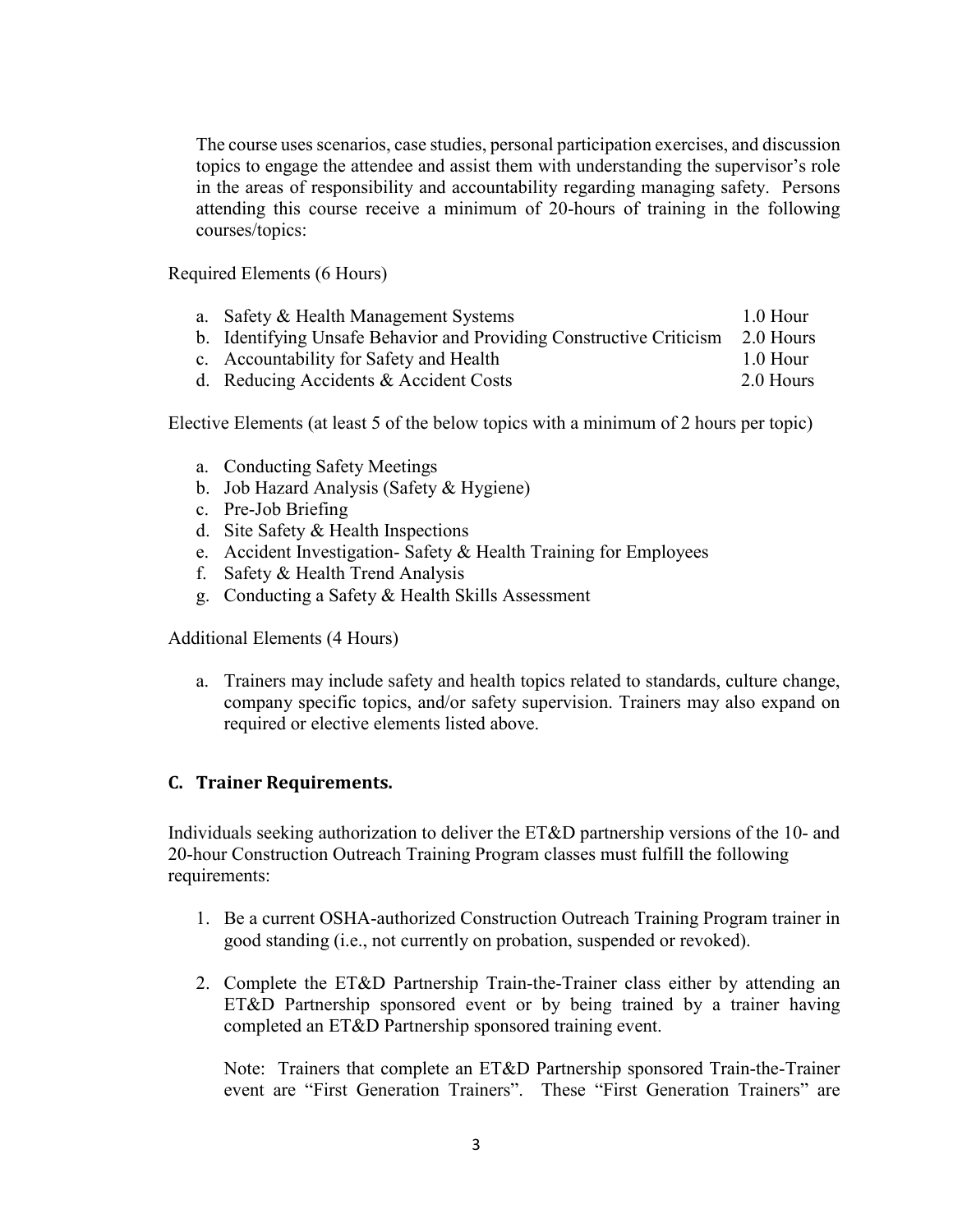The course uses scenarios, case studies, personal participation exercises, and discussion topics to engage the attendee and assist them with understanding the supervisor's role in the areas of responsibility and accountability regarding managing safety. Persons attending this course receive a minimum of 20-hours of training in the following courses/topics:

Required Elements (6 Hours)

| | | |
|---|---|---|
| a. | Safety & Health Management Systems | 1.0 Hour |
| b. | Identifying Unsafe Behavior and Providing Constructive Criticism | 2.0 Hours |
| c. | Accountability for Safety and Health | 1.0 Hour |
| d. | Reducing Accidents & Accident Costs | 2.0 Hours |

Elective Elements (at least 5 of the below topics with a minimum of 2 hours per topic)

a. Conducting Safety Meetings
b. Job Hazard Analysis (Safety & Hygiene)
c. Pre-Job Briefing
d. Site Safety & Health Inspections
e. Accident Investigation- Safety & Health Training for Employees
f. Safety & Health Trend Analysis
g. Conducting a Safety & Health Skills Assessment

Additional Elements (4 Hours)

a. Trainers may include safety and health topics related to standards, culture change, company specific topics, and/or safety supervision. Trainers may also expand on required or elective elements listed above.

## C. Trainer Requirements.

Individuals seeking authorization to deliver the ET&D partnership versions of the 10- and 20-hour Construction Outreach Training Program classes must fulfill the following requirements:

1. Be a current OSHA-authorized Construction Outreach Training Program trainer in good standing (i.e., not currently on probation, suspended or revoked).

2. Complete the ET&D Partnership Train-the-Trainer class either by attending an ET&D Partnership sponsored event or by being trained by a trainer having completed an ET&D Partnership sponsored training event.

   Note: Trainers that complete an ET&D Partnership sponsored Train-the-Trainer event are "First Generation Trainers". These "First Generation Trainers" are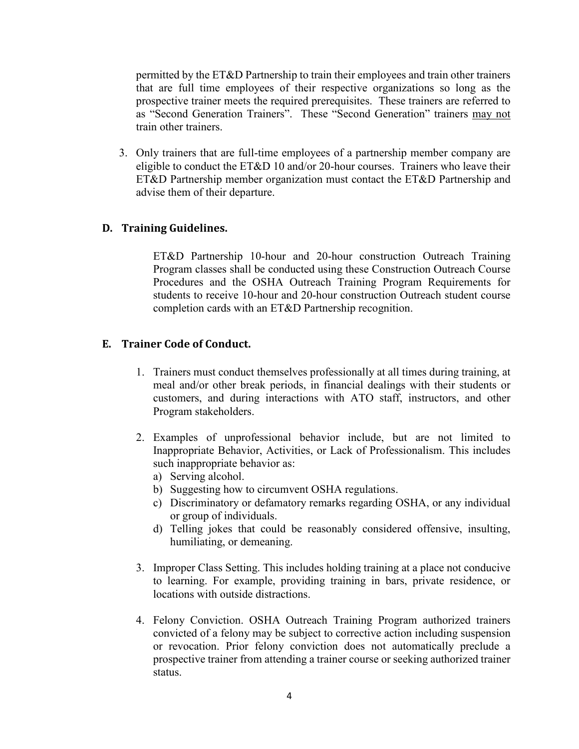permitted by the ET&D Partnership to train their employees and train other trainers that are full time employees of their respective organizations so long as the prospective trainer meets the required prerequisites. These trainers are referred to as "Second Generation Trainers". These "Second Generation" trainers <u>may not</u> train other trainers.

3. Only trainers that are full-time employees of a partnership member company are eligible to conduct the ET&D 10 and/or 20-hour courses. Trainers who leave their ET&D Partnership member organization must contact the ET&D Partnership and advise them of their departure.

### D. Training Guidelines.

ET&D Partnership 10-hour and 20-hour construction Outreach Training Program classes shall be conducted using these Construction Outreach Course Procedures and the OSHA Outreach Training Program Requirements for students to receive 10-hour and 20-hour construction Outreach student course completion cards with an ET&D Partnership recognition.

### E. Trainer Code of Conduct.

1. Trainers must conduct themselves professionally at all times during training, at meal and/or other break periods, in financial dealings with their students or customers, and during interactions with ATO staff, instructors, and other Program stakeholders.

2. Examples of unprofessional behavior include, but are not limited to Inappropriate Behavior, Activities, or Lack of Professionalism. This includes such inappropriate behavior as:
   a) Serving alcohol.
   b) Suggesting how to circumvent OSHA regulations.
   c) Discriminatory or defamatory remarks regarding OSHA, or any individual or group of individuals.
   d) Telling jokes that could be reasonably considered offensive, insulting, humiliating, or demeaning.

3. Improper Class Setting. This includes holding training at a place not conducive to learning. For example, providing training in bars, private residence, or locations with outside distractions.

4. Felony Conviction. OSHA Outreach Training Program authorized trainers convicted of a felony may be subject to corrective action including suspension or revocation. Prior felony conviction does not automatically preclude a prospective trainer from attending a trainer course or seeking authorized trainer status.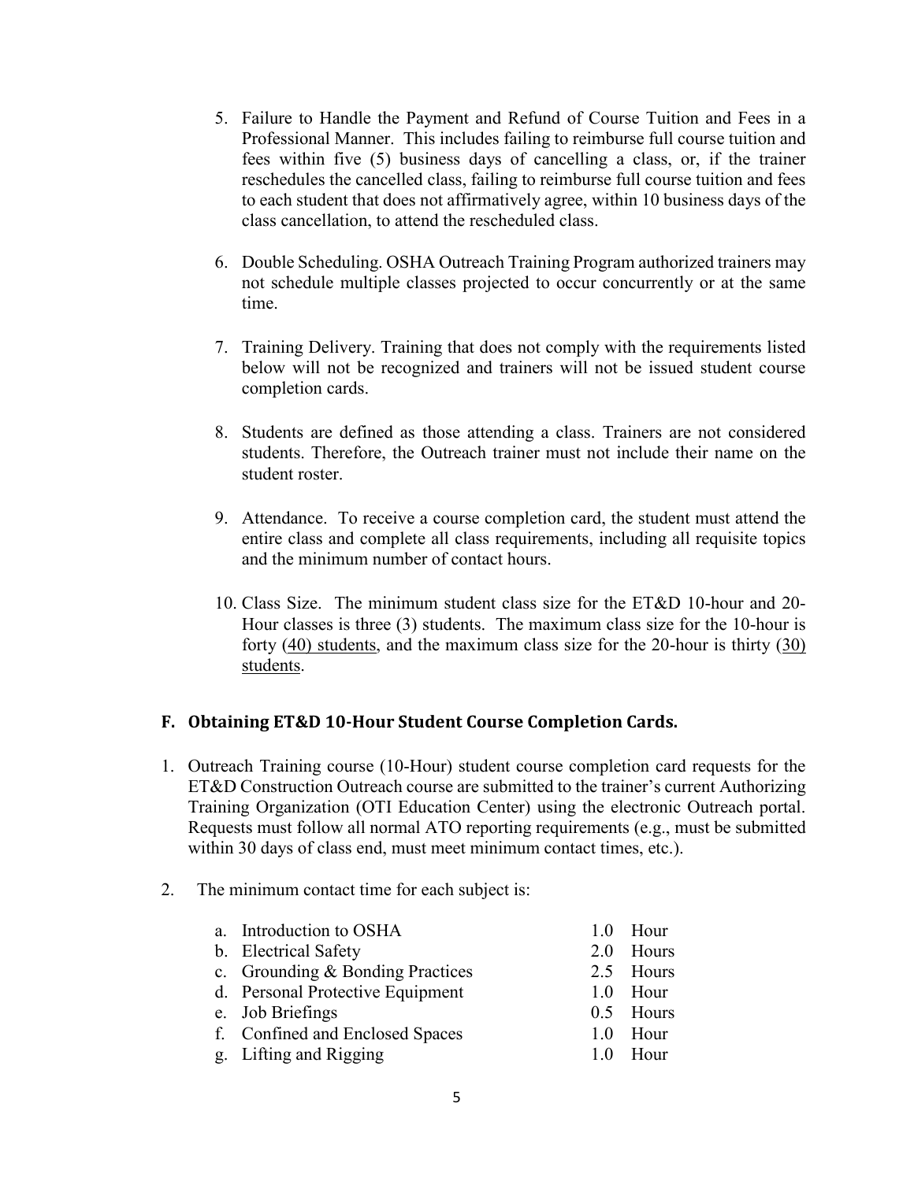5. Failure to Handle the Payment and Refund of Course Tuition and Fees in a Professional Manner. This includes failing to reimburse full course tuition and fees within five (5) business days of cancelling a class, or, if the trainer reschedules the cancelled class, failing to reimburse full course tuition and fees to each student that does not affirmatively agree, within 10 business days of the class cancellation, to attend the rescheduled class.

6. Double Scheduling. OSHA Outreach Training Program authorized trainers may not schedule multiple classes projected to occur concurrently or at the same time.

7. Training Delivery. Training that does not comply with the requirements listed below will not be recognized and trainers will not be issued student course completion cards.

8. Students are defined as those attending a class. Trainers are not considered students. Therefore, the Outreach trainer must not include their name on the student roster.

9. Attendance. To receive a course completion card, the student must attend the entire class and complete all class requirements, including all requisite topics and the minimum number of contact hours.

10. Class Size. The minimum student class size for the ET&D 10-hour and 20-Hour classes is three (3) students. The maximum class size for the 10-hour is forty (40) students, and the maximum class size for the 20-hour is thirty (30) students.

## F. Obtaining ET&D 10-Hour Student Course Completion Cards.

1. Outreach Training course (10-Hour) student course completion card requests for the ET&D Construction Outreach course are submitted to the trainer's current Authorizing Training Organization (OTI Education Center) using the electronic Outreach portal. Requests must follow all normal ATO reporting requirements (e.g., must be submitted within 30 days of class end, must meet minimum contact times, etc.).

2. The minimum contact time for each subject is:

| Subject | Minimum Contact Time |
|---|---|
| a. Introduction to OSHA | 1.0 Hour |
| b. Electrical Safety | 2.0 Hours |
| c. Grounding & Bonding Practices | 2.5 Hours |
| d. Personal Protective Equipment | 1.0 Hour |
| e. Job Briefings | 0.5 Hours |
| f. Confined and Enclosed Spaces | 1.0 Hour |
| g. Lifting and Rigging | 1.0 Hour |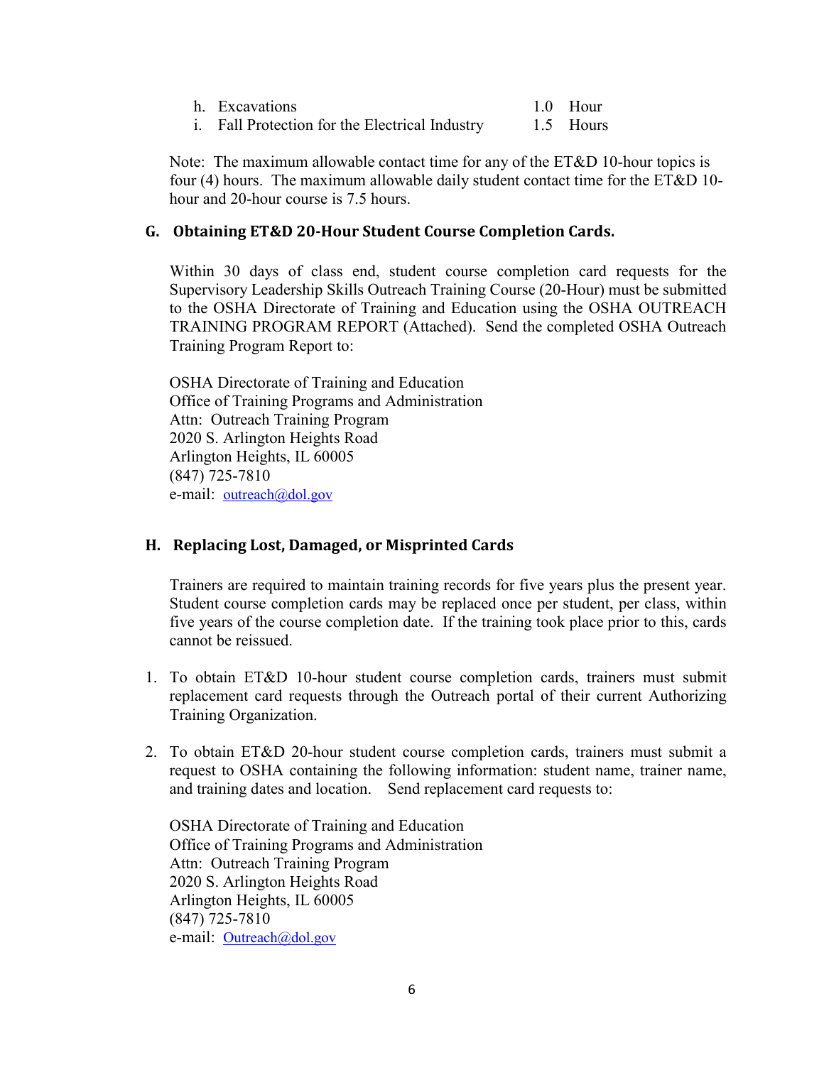h. Excavations 1.0 Hour
i. Fall Protection for the Electrical Industry 1.5 Hours

Note: The maximum allowable contact time for any of the ET&D 10-hour topics is four (4) hours. The maximum allowable daily student contact time for the ET&D 10-hour and 20-hour course is 7.5 hours.

### G. Obtaining ET&D 20-Hour Student Course Completion Cards.

Within 30 days of class end, student course completion card requests for the Supervisory Leadership Skills Outreach Training Course (20-Hour) must be submitted to the OSHA Directorate of Training and Education using the OSHA OUTREACH TRAINING PROGRAM REPORT (Attached). Send the completed OSHA Outreach Training Program Report to:

OSHA Directorate of Training and Education
Office of Training Programs and Administration
Attn: Outreach Training Program
2020 S. Arlington Heights Road
Arlington Heights, IL 60005
(847) 725-7810
e-mail: outreach@dol.gov

### H. Replacing Lost, Damaged, or Misprinted Cards

Trainers are required to maintain training records for five years plus the present year. Student course completion cards may be replaced once per student, per class, within five years of the course completion date. If the training took place prior to this, cards cannot be reissued.

1. To obtain ET&D 10-hour student course completion cards, trainers must submit replacement card requests through the Outreach portal of their current Authorizing Training Organization.

2. To obtain ET&D 20-hour student course completion cards, trainers must submit a request to OSHA containing the following information: student name, trainer name, and training dates and location. Send replacement card requests to:

   OSHA Directorate of Training and Education
   Office of Training Programs and Administration
   Attn: Outreach Training Program
   2020 S. Arlington Heights Road
   Arlington Heights, IL 60005
   (847) 725-7810
   e-mail: Outreach@dol.gov